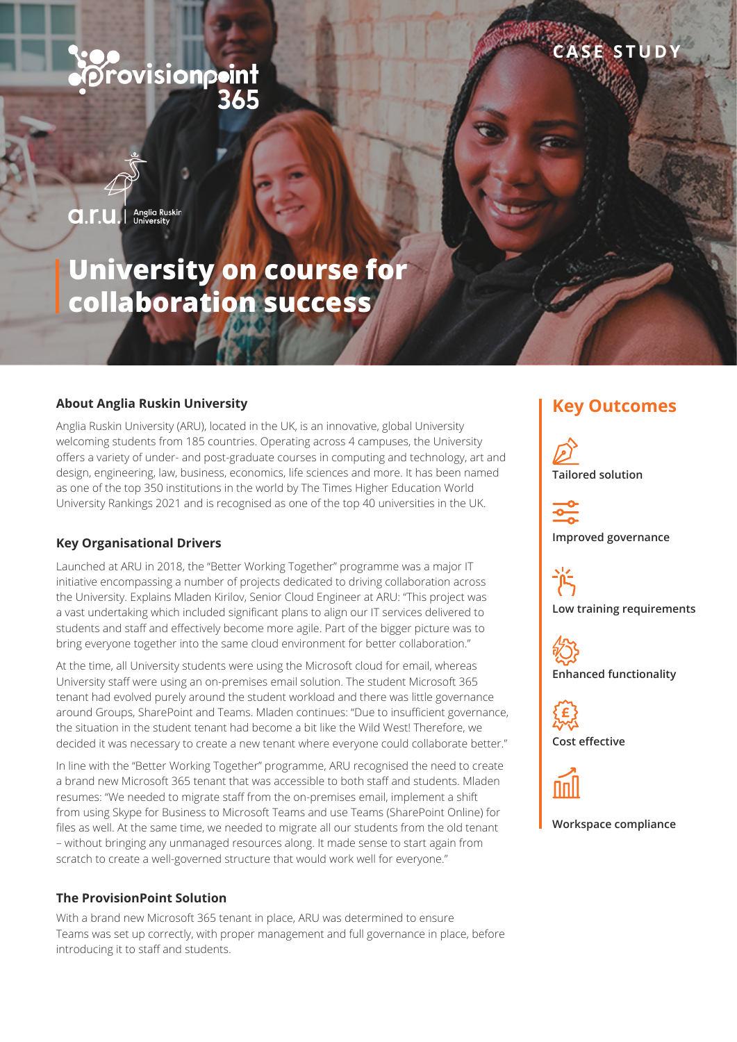CASE STUDY

# University on course for collaboration success

## About Anglia Ruskin University

Anglia Ruskin University (ARU), located in the UK, is an innovative, global University welcoming students from 185 countries. Operating across 4 campuses, the University offers a variety of under- and post-graduate courses in computing and technology, art and design, engineering, law, business, economics, life sciences and more. It has been named as one of the top 350 institutions in the world by The Times Higher Education World University Rankings 2021 and is recognised as one of the top 40 universities in the UK.

## Key Organisational Drivers

Launched at ARU in 2018, the "Better Working Together" programme was a major IT initiative encompassing a number of projects dedicated to driving collaboration across the University. Explains Mladen Kirilov, Senior Cloud Engineer at ARU: "This project was a vast undertaking which included significant plans to align our IT services delivered to students and staff and effectively become more agile. Part of the bigger picture was to bring everyone together into the same cloud environment for better collaboration."

At the time, all University students were using the Microsoft cloud for email, whereas University staff were using an on-premises email solution. The student Microsoft 365 tenant had evolved purely around the student workload and there was little governance around Groups, SharePoint and Teams. Mladen continues: "Due to insufficient governance, the situation in the student tenant had become a bit like the Wild West! Therefore, we decided it was necessary to create a new tenant where everyone could collaborate better."

In line with the "Better Working Together" programme, ARU recognised the need to create a brand new Microsoft 365 tenant that was accessible to both staff and students. Mladen resumes: "We needed to migrate staff from the on-premises email, implement a shift from using Skype for Business to Microsoft Teams and use Teams (SharePoint Online) for files as well. At the same time, we needed to migrate all our students from the old tenant – without bringing any unmanaged resources along. It made sense to start again from scratch to create a well-governed structure that would work well for everyone."

## The ProvisionPoint Solution

With a brand new Microsoft 365 tenant in place, ARU was determined to ensure Teams was set up correctly, with proper management and full governance in place, before introducing it to staff and students.

## Key Outcomes

- Tailored solution
- Improved governance
- Low training requirements
- Enhanced functionality
- Cost effective
- Workspace compliance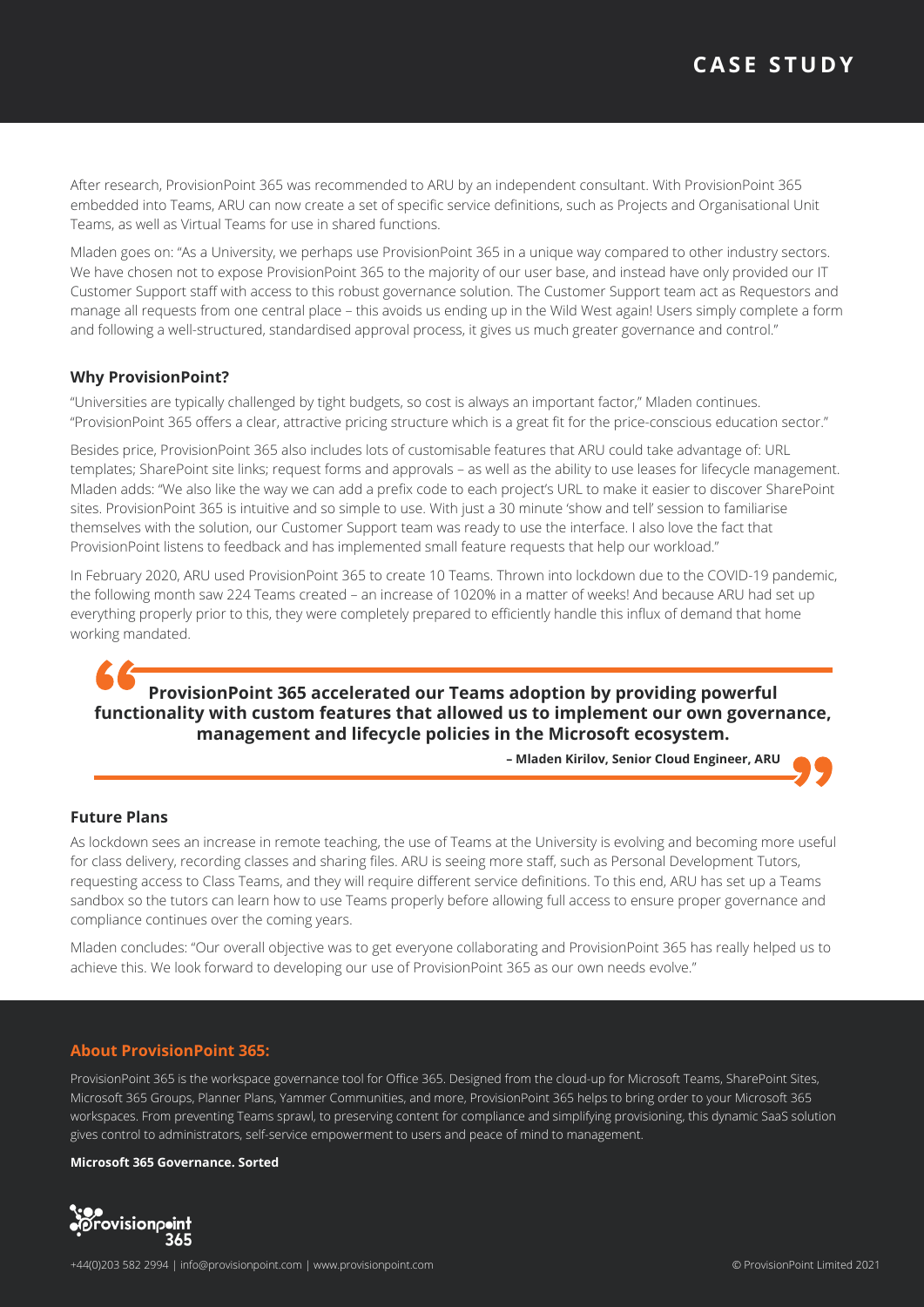After research, ProvisionPoint 365 was recommended to ARU by an independent consultant. With ProvisionPoint 365 embedded into Teams, ARU can now create a set of specific service definitions, such as Projects and Organisational Unit Teams, as well as Virtual Teams for use in shared functions.

Mladen goes on: "As a University, we perhaps use ProvisionPoint 365 in a unique way compared to other industry sectors. We have chosen not to expose ProvisionPoint 365 to the majority of our user base, and instead have only provided our IT Customer Support staff with access to this robust governance solution. The Customer Support team act as Requestors and manage all requests from one central place – this avoids us ending up in the Wild West again! Users simply complete a form and following a well-structured, standardised approval process, it gives us much greater governance and control."

### Why ProvisionPoint?

"Universities are typically challenged by tight budgets, so cost is always an important factor," Mladen continues. "ProvisionPoint 365 offers a clear, attractive pricing structure which is a great fit for the price-conscious education sector."

Besides price, ProvisionPoint 365 also includes lots of customisable features that ARU could take advantage of: URL templates; SharePoint site links; request forms and approvals – as well as the ability to use leases for lifecycle management. Mladen adds: "We also like the way we can add a prefix code to each project's URL to make it easier to discover SharePoint sites. ProvisionPoint 365 is intuitive and so simple to use. With just a 30 minute 'show and tell' session to familiarise themselves with the solution, our Customer Support team was ready to use the interface. I also love the fact that ProvisionPoint listens to feedback and has implemented small feature requests that help our workload."

In February 2020, ARU used ProvisionPoint 365 to create 10 Teams. Thrown into lockdown due to the COVID-19 pandemic, the following month saw 224 Teams created – an increase of 1020% in a matter of weeks! And because ARU had set up everything properly prior to this, they were completely prepared to efficiently handle this influx of demand that home working mandated.

> **ProvisionPoint 365 accelerated our Teams adoption by providing powerful functionality with custom features that allowed us to implement our own governance, management and lifecycle policies in the Microsoft ecosystem.**
>
> **– Mladen Kirilov, Senior Cloud Engineer, ARU**

### Future Plans

As lockdown sees an increase in remote teaching, the use of Teams at the University is evolving and becoming more useful for class delivery, recording classes and sharing files. ARU is seeing more staff, such as Personal Development Tutors, requesting access to Class Teams, and they will require different service definitions. To this end, ARU has set up a Teams sandbox so the tutors can learn how to use Teams properly before allowing full access to ensure proper governance and compliance continues over the coming years.

Mladen concludes: "Our overall objective was to get everyone collaborating and ProvisionPoint 365 has really helped us to achieve this. We look forward to developing our use of ProvisionPoint 365 as our own needs evolve."

### About ProvisionPoint 365:

ProvisionPoint 365 is the workspace governance tool for Office 365. Designed from the cloud-up for Microsoft Teams, SharePoint Sites, Microsoft 365 Groups, Planner Plans, Yammer Communities, and more, ProvisionPoint 365 helps to bring order to your Microsoft 365 workspaces. From preventing Teams sprawl, to preserving content for compliance and simplifying provisioning, this dynamic SaaS solution gives control to administrators, self-service empowerment to users and peace of mind to management.

**Microsoft 365 Governance. Sorted**

+44(0)203 582 2994 | info@provisionpoint.com | www.provisionpoint.com

© ProvisionPoint Limited 2021